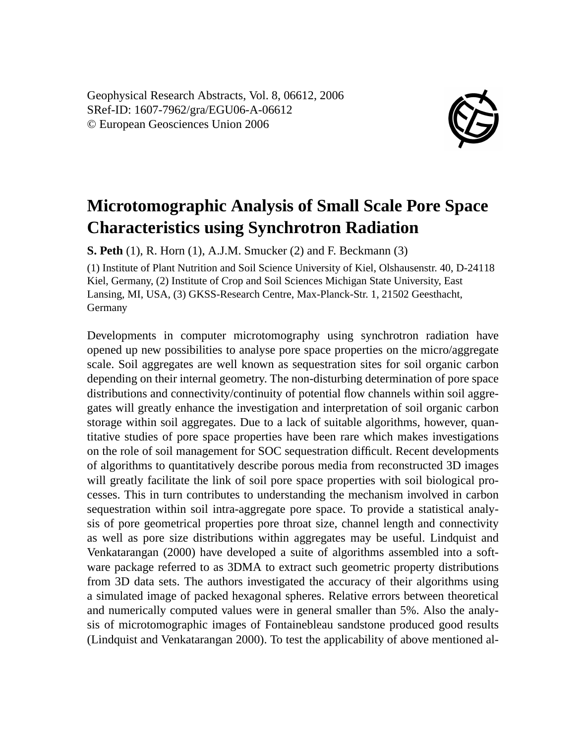Geophysical Research Abstracts, Vol. 8, 06612, 2006
SRef-ID: 1607-7962/gra/EGU06-A-06612
© European Geosciences Union 2006

# Microtomographic Analysis of Small Scale Pore Space Characteristics using Synchrotron Radiation

**S. Peth** (1), R. Horn (1), A.J.M. Smucker (2) and F. Beckmann (3)

(1) Institute of Plant Nutrition and Soil Science University of Kiel, Olshausenstr. 40, D-24118 Kiel, Germany, (2) Institute of Crop and Soil Sciences Michigan State University, East Lansing, MI, USA, (3) GKSS-Research Centre, Max-Planck-Str. 1, 21502 Geesthacht, Germany

Developments in computer microtomography using synchrotron radiation have opened up new possibilities to analyse pore space properties on the micro/aggregate scale. Soil aggregates are well known as sequestration sites for soil organic carbon depending on their internal geometry. The non-disturbing determination of pore space distributions and connectivity/continuity of potential flow channels within soil aggregates will greatly enhance the investigation and interpretation of soil organic carbon storage within soil aggregates. Due to a lack of suitable algorithms, however, quantitative studies of pore space properties have been rare which makes investigations on the role of soil management for SOC sequestration difficult. Recent developments of algorithms to quantitatively describe porous media from reconstructed 3D images will greatly facilitate the link of soil pore space properties with soil biological processes. This in turn contributes to understanding the mechanism involved in carbon sequestration within soil intra-aggregate pore space. To provide a statistical analysis of pore geometrical properties pore throat size, channel length and connectivity as well as pore size distributions within aggregates may be useful. Lindquist and Venkatarangan (2000) have developed a suite of algorithms assembled into a software package referred to as 3DMA to extract such geometric property distributions from 3D data sets. The authors investigated the accuracy of their algorithms using a simulated image of packed hexagonal spheres. Relative errors between theoretical and numerically computed values were in general smaller than 5%. Also the analysis of microtomographic images of Fontainebleau sandstone produced good results (Lindquist and Venkatarangan 2000). To test the applicability of above mentioned al-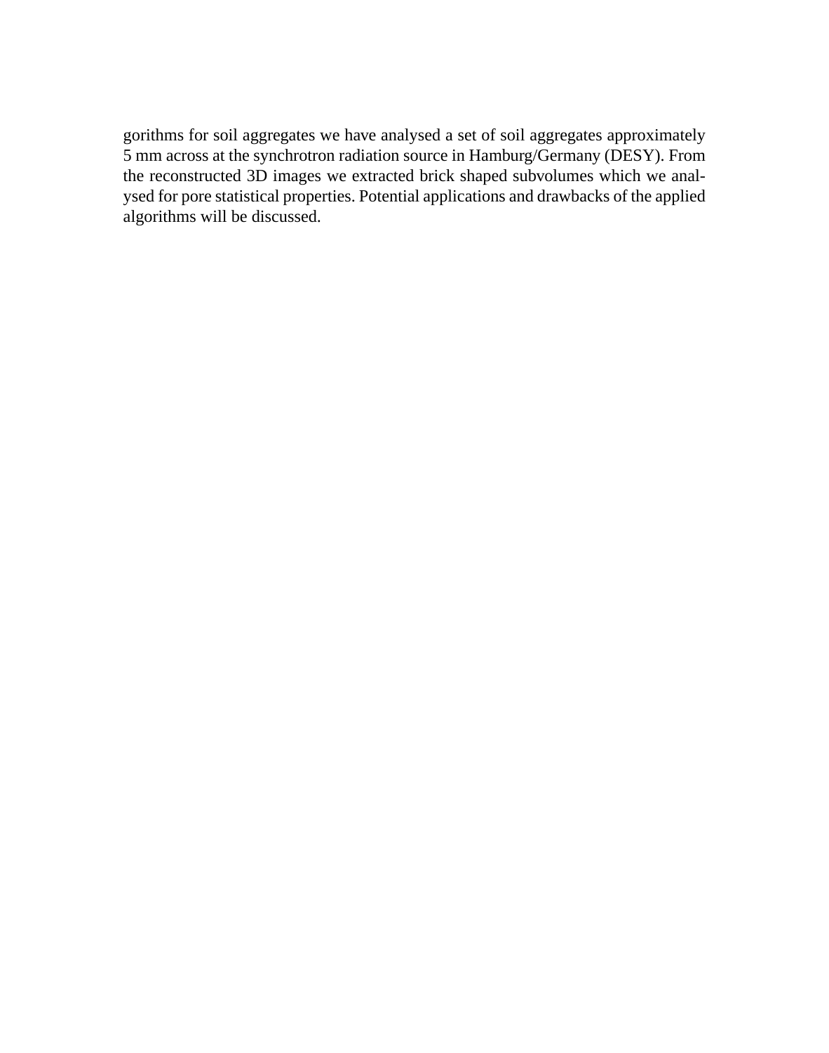gorithms for soil aggregates we have analysed a set of soil aggregates approximately 5 mm across at the synchrotron radiation source in Hamburg/Germany (DESY). From the reconstructed 3D images we extracted brick shaped subvolumes which we analysed for pore statistical properties. Potential applications and drawbacks of the applied algorithms will be discussed.